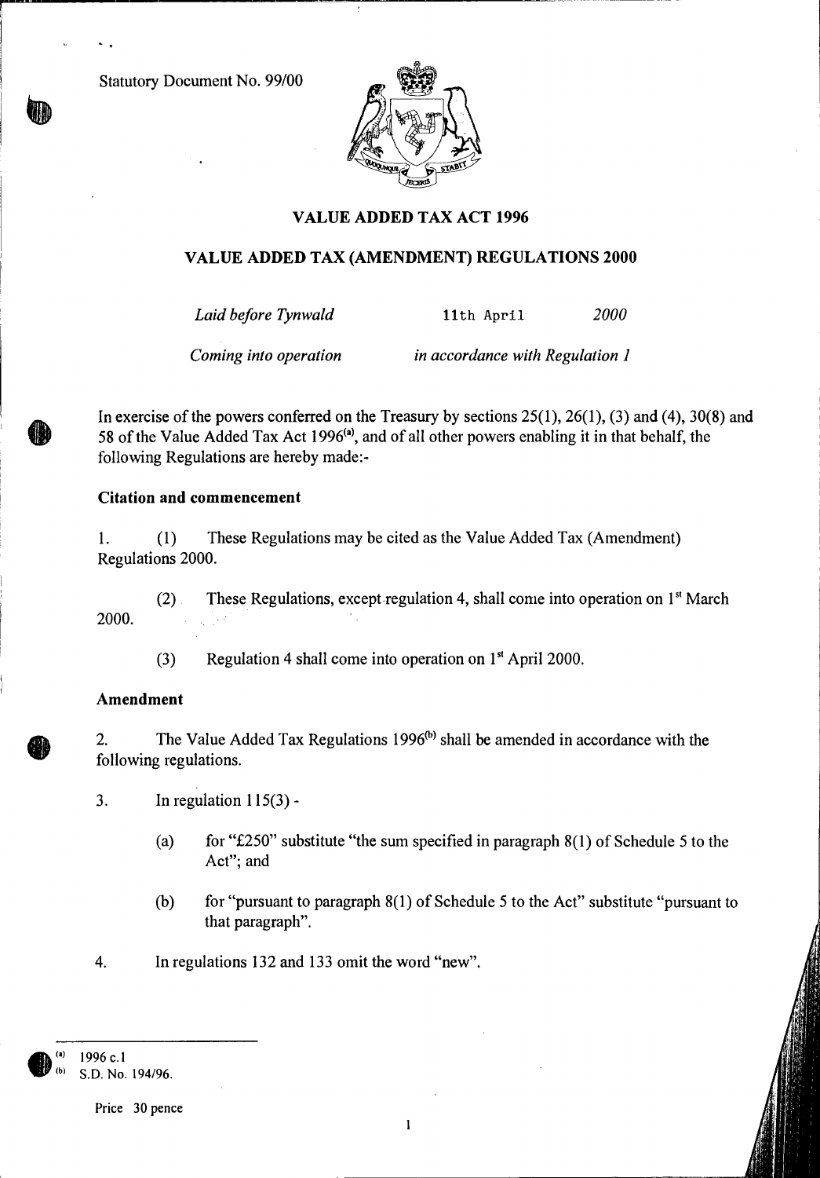Statutory Document No. 99/00

# VALUE ADDED TAX ACT 1996

## VALUE ADDED TAX (AMENDMENT) REGULATIONS 2000

*Laid before Tynwald* 11th April *2000*

*Coming into operation* *in accordance with Regulation 1*

In exercise of the powers conferred on the Treasury by sections 25(1), 26(1), (3) and (4), 30(8) and 58 of the Value Added Tax Act 1996[(a)], and of all other powers enabling it in that behalf, the following Regulations are hereby made:-

### Citation and commencement

1. (1) These Regulations may be cited as the Value Added Tax (Amendment) Regulations 2000.

(2) These Regulations, except regulation 4, shall come into operation on 1st March 2000.

(3) Regulation 4 shall come into operation on 1st April 2000.

### Amendment

2. The Value Added Tax Regulations 1996[(b)] shall be amended in accordance with the following regulations.

3. In regulation 115(3) -

(a) for "£250" substitute "the sum specified in paragraph 8(1) of Schedule 5 to the Act"; and

(b) for "pursuant to paragraph 8(1) of Schedule 5 to the Act" substitute "pursuant to that paragraph".

4. In regulations 132 and 133 omit the word "new".

---

(a) 1996 c.1

(b) S.D. No. 194/96.

Price 30 pence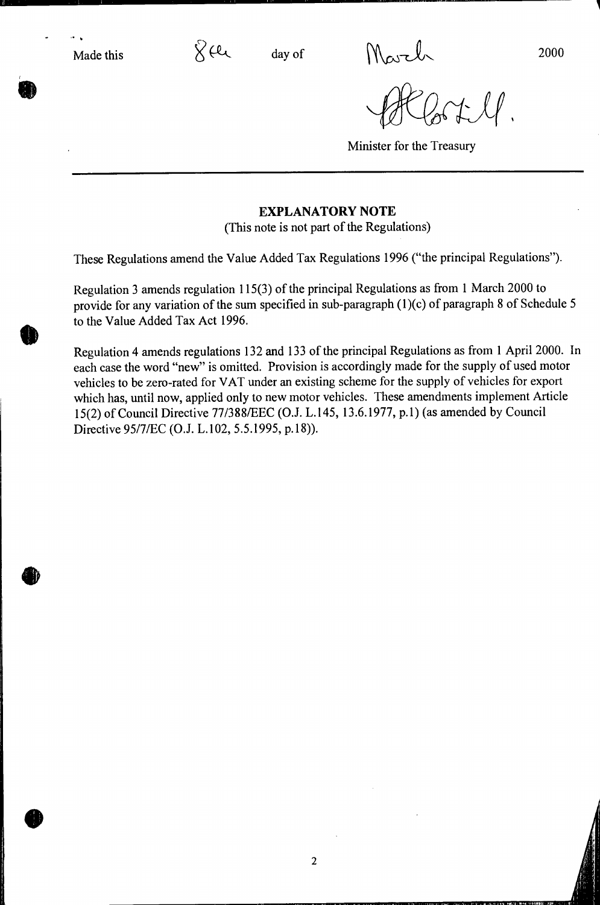Made this 8th day of March 2000

Minister for the Treasury

---

**EXPLANATORY NOTE**

(This note is not part of the Regulations)

These Regulations amend the Value Added Tax Regulations 1996 ("the principal Regulations").

Regulation 3 amends regulation 115(3) of the principal Regulations as from 1 March 2000 to provide for any variation of the sum specified in sub-paragraph (1)(c) of paragraph 8 of Schedule 5 to the Value Added Tax Act 1996.

Regulation 4 amends regulations 132 and 133 of the principal Regulations as from 1 April 2000. In each case the word "new" is omitted. Provision is accordingly made for the supply of used motor vehicles to be zero-rated for VAT under an existing scheme for the supply of vehicles for export which has, until now, applied only to new motor vehicles. These amendments implement Article 15(2) of Council Directive 77/388/EEC (O.J. L.145, 13.6.1977, p.1) (as amended by Council Directive 95/7/EC (O.J. L.102, 5.5.1995, p.18)).